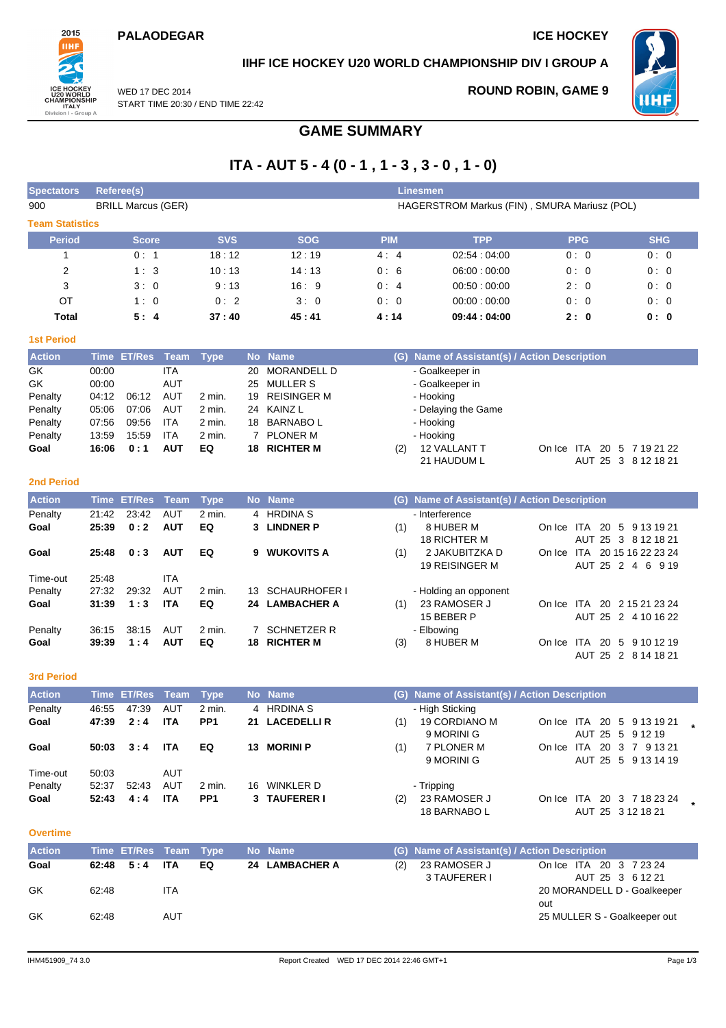PALAODEGAR

ICE HOCKEY

## IIHF ICE HOCKEY U20 WORLD CHAMPIONSHIP DIV I GROUP A

WED 17 DEC 2014
START TIME 20:30 / END TIME 22:42

ROUND ROBIN, GAME 9

# GAME SUMMARY

# ITA - AUT 5 - 4 (0 - 1 , 1 - 3 , 3 - 0 , 1 - 0)

| Spectators | Referee(s) | Linesmen |
|---|---|---|
| 900 | BRILL Marcus (GER) | HAGERSTROM Markus (FIN) , SMURA Mariusz (POL) |

### Team Statistics

| Period | Score | SVS | SOG | PIM | TPP | PPG | SHG |
|---|---|---|---|---|---|---|---|
| 1 | 0 : 1 | 18 : 12 | 12 : 19 | 4 : 4 | 02:54 : 04:00 | 0 : 0 | 0 : 0 |
| 2 | 1 : 3 | 10 : 13 | 14 : 13 | 0 : 6 | 06:00 : 00:00 | 0 : 0 | 0 : 0 |
| 3 | 3 : 0 | 9 : 13 | 16 : 9 | 0 : 4 | 00:50 : 00:00 | 2 : 0 | 0 : 0 |
| OT | 1 : 0 | 0 : 2 | 3 : 0 | 0 : 0 | 00:00 : 00:00 | 0 : 0 | 0 : 0 |
| **Total** | **5 : 4** | **37 : 40** | **45 : 41** | **4 : 14** | **09:44 : 04:00** | **2 : 0** | **0 : 0** |

### 1st Period

| Action | Time | ET/Res | Team | Type | No | Name | (G) | Name of Assistant(s) / Action Description | On Ice |
|---|---|---|---|---|---|---|---|---|---|
| GK | 00:00 | | ITA | | 20 | MORANDELL D | | - Goalkeeper in | |
| GK | 00:00 | | AUT | | 25 | MULLER S | | - Goalkeeper in | |
| Penalty | 04:12 | 06:12 | AUT | 2 min. | 19 | REISINGER M | | - Hooking | |
| Penalty | 05:06 | 07:06 | AUT | 2 min. | 24 | KAINZ L | | - Delaying the Game | |
| Penalty | 07:56 | 09:56 | ITA | 2 min. | 18 | BARNABO L | | - Hooking | |
| Penalty | 13:59 | 15:59 | ITA | 2 min. | 7 | PLONER M | | - Hooking | |
| **Goal** | **16:06** | **0 : 1** | **AUT** | **EQ** | **18** | **RICHTER M** | (2) | 12 VALLANT T<br>21 HAUDUM L | ITA 20 5 7 19 21 22<br>AUT 25 3 8 12 18 21 |

### 2nd Period

| Action | Time | ET/Res | Team | Type | No | Name | (G) | Name of Assistant(s) / Action Description | On Ice |
|---|---|---|---|---|---|---|---|---|---|
| Penalty | 21:42 | 23:42 | AUT | 2 min. | 4 | HRDINA S | | - Interference | |
| **Goal** | **25:39** | **0 : 2** | **AUT** | **EQ** | **3** | **LINDNER P** | (1) | 8 HUBER M<br>18 RICHTER M | ITA 20 5 9 13 19 21<br>AUT 25 3 8 12 18 21 |
| **Goal** | **25:48** | **0 : 3** | **AUT** | **EQ** | **9** | **WUKOVITS A** | (1) | 2 JAKUBITZKA D<br>19 REISINGER M | ITA 20 15 16 22 23 24<br>AUT 25 2 4 6 9 19 |
| Time-out | 25:48 | | ITA | | | | | | |
| Penalty | 27:32 | 29:32 | AUT | 2 min. | 13 | SCHAURHOFER I | | - Holding an opponent | |
| **Goal** | **31:39** | **1 : 3** | **ITA** | **EQ** | **24** | **LAMBACHER A** | (1) | 23 RAMOSER J<br>15 BEBER P | ITA 20 2 15 21 23 24<br>AUT 25 2 4 10 16 22 |
| Penalty | 36:15 | 38:15 | AUT | 2 min. | 7 | SCHNETZER R | | - Elbowing | |
| **Goal** | **39:39** | **1 : 4** | **AUT** | **EQ** | **18** | **RICHTER M** | (3) | 8 HUBER M | ITA 20 5 9 10 12 19<br>AUT 25 2 8 14 18 21 |

### 3rd Period

| Action | Time | ET/Res | Team | Type | No | Name | (G) | Name of Assistant(s) / Action Description | On Ice |
|---|---|---|---|---|---|---|---|---|---|
| Penalty | 46:55 | 47:39 | AUT | 2 min. | 4 | HRDINA S | | - High Sticking | |
| **Goal** | **47:39** | **2 : 4** | **ITA** | **PP1** | **21** | **LACEDELLI R** | (1) | 19 CORDIANO M<br>9 MORINI G | ITA 20 5 9 13 19 21 *<br>AUT 25 5 9 12 19 |
| **Goal** | **50:03** | **3 : 4** | **ITA** | **EQ** | **13** | **MORINI P** | (1) | 7 PLONER M<br>9 MORINI G | ITA 20 3 7 9 13 21<br>AUT 25 5 9 13 14 19 |
| Time-out | 50:03 | | AUT | | | | | | |
| Penalty | 52:37 | 52:43 | AUT | 2 min. | 16 | WINKLER D | | - Tripping | |
| **Goal** | **52:43** | **4 : 4** | **ITA** | **PP1** | **3** | **TAUFERER I** | (2) | 23 RAMOSER J<br>18 BARNABO L | ITA 20 3 7 18 23 24 *<br>AUT 25 3 12 18 21 |

### Overtime

| Action | Time | ET/Res | Team | Type | No | Name | (G) | Name of Assistant(s) / Action Description | On Ice |
|---|---|---|---|---|---|---|---|---|---|
| **Goal** | **62:48** | **5 : 4** | **ITA** | **EQ** | **24** | **LAMBACHER A** | (2) | 23 RAMOSER J<br>3 TAUFERER I | ITA 20 3 7 23 24<br>AUT 25 3 6 12 21 |
| GK | 62:48 | | ITA | | | | | 20 MORANDELL D - Goalkeeper out | |
| GK | 62:48 | | AUT | | | | | 25 MULLER S - Goalkeeper out | |

IHM451909_74 3.0 Report Created WED 17 DEC 2014 22:46 GMT+1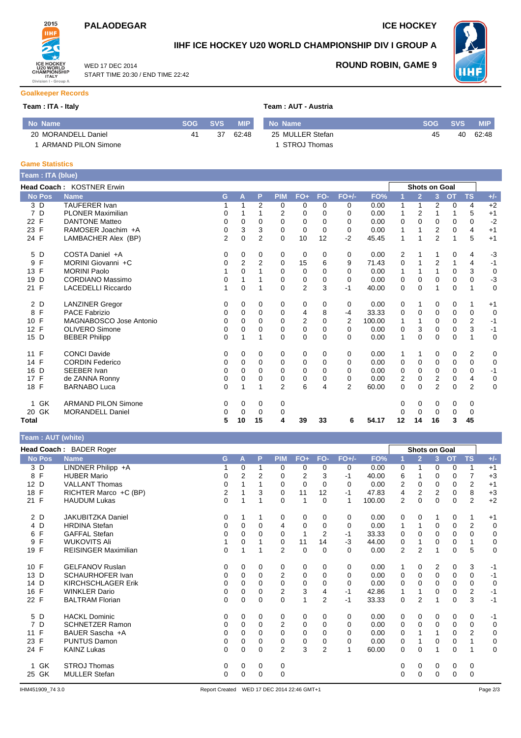# PALAODEGAR — ICE HOCKEY

## IIHF ICE HOCKEY U20 WORLD CHAMPIONSHIP DIV I GROUP A

WED 17 DEC 2014
START TIME 20:30 / END TIME 22:42

**ROUND ROBIN, GAME 9**

### Goalkeeper Records

**Team : ITA - Italy**

| No | Name | SOG | SVS | MIP |
|---|---|---|---|---|
| 20 | MORANDELL Daniel | 41 | 37 | 62:48 |
| 1 | ARMAND PILON Simone | | | |

**Team : AUT - Austria**

| No | Name | SOG | SVS | MIP |
|---|---|---|---|---|
| 25 | MULLER Stefan | 45 | 40 | 62:48 |
| 1 | STROJ Thomas | | | |

### Game Statistics

**Team : ITA (blue)**

**Head Coach :** KOSTNER Erwin

| No | Pos | Name | G | A | P | PIM | FO+ | FO- | FO+/- | FO% | 1 | 2 | 3 | OT | TS | +/- |
|---|---|---|---|---|---|---|---|---|---|---|---|---|---|---|---|---|
| | | | | | | | | | | | Shots on Goal | | | | | |
| 3 | D | TAUFERER Ivan | 1 | 1 | 2 | 0 | 0 | 0 | 0 | 0.00 | 1 | 1 | 2 | 0 | 4 | +2 |
| 7 | D | PLONER Maximilian | 0 | 1 | 1 | 2 | 0 | 0 | 0 | 0.00 | 1 | 2 | 1 | 1 | 5 | +1 |
| 22 | F | DANTONE Matteo | 0 | 0 | 0 | 0 | 0 | 0 | 0 | 0.00 | 0 | 0 | 0 | 0 | 0 | -2 |
| 23 | F | RAMOSER Joachim +A | 0 | 3 | 3 | 0 | 0 | 0 | 0 | 0.00 | 1 | 1 | 2 | 0 | 4 | +1 |
| 24 | F | LAMBACHER Alex (BP) | 2 | 0 | 2 | 0 | 10 | 12 | -2 | 45.45 | 1 | 1 | 2 | 1 | 5 | +1 |
| 5 | D | COSTA Daniel +A | 0 | 0 | 0 | 0 | 0 | 0 | 0 | 0.00 | 2 | 1 | 1 | 0 | 4 | -3 |
| 9 | F | MORINI Giovanni +C | 0 | 2 | 2 | 0 | 15 | 6 | 9 | 71.43 | 0 | 1 | 2 | 1 | 4 | -1 |
| 13 | F | MORINI Paolo | 1 | 0 | 1 | 0 | 0 | 0 | 0 | 0.00 | 1 | 1 | 1 | 0 | 3 | 0 |
| 19 | D | CORDIANO Massimo | 0 | 1 | 1 | 0 | 0 | 0 | 0 | 0.00 | 0 | 0 | 0 | 0 | 0 | -3 |
| 21 | F | LACEDELLI Riccardo | 1 | 0 | 1 | 0 | 2 | 3 | -1 | 40.00 | 0 | 0 | 1 | 0 | 1 | 0 |
| 2 | D | LANZINER Gregor | 0 | 0 | 0 | 0 | 0 | 0 | 0 | 0.00 | 0 | 1 | 0 | 0 | 1 | +1 |
| 8 | F | PACE Fabrizio | 0 | 0 | 0 | 0 | 4 | 8 | -4 | 33.33 | 0 | 0 | 0 | 0 | 0 | 0 |
| 10 | F | MAGNABOSCO Jose Antonio | 0 | 0 | 0 | 0 | 2 | 0 | 2 | 100.00 | 1 | 1 | 0 | 0 | 2 | -1 |
| 12 | F | OLIVERO Simone | 0 | 0 | 0 | 0 | 0 | 0 | 0 | 0.00 | 0 | 3 | 0 | 0 | 3 | -1 |
| 15 | D | BEBER Philipp | 0 | 1 | 1 | 0 | 0 | 0 | 0 | 0.00 | 1 | 0 | 0 | 0 | 1 | 0 |
| 11 | F | CONCI Davide | 0 | 0 | 0 | 0 | 0 | 0 | 0 | 0.00 | 1 | 1 | 0 | 0 | 2 | 0 |
| 14 | F | CORDIN Federico | 0 | 0 | 0 | 0 | 0 | 0 | 0 | 0.00 | 0 | 0 | 0 | 0 | 0 | 0 |
| 16 | D | SEEBER Ivan | 0 | 0 | 0 | 0 | 0 | 0 | 0 | 0.00 | 0 | 0 | 0 | 0 | 0 | -1 |
| 17 | F | de ZANNA Ronny | 0 | 0 | 0 | 0 | 0 | 0 | 0 | 0.00 | 2 | 0 | 2 | 0 | 4 | 0 |
| 18 | F | BARNABO Luca | 0 | 1 | 1 | 2 | 6 | 4 | 2 | 60.00 | 0 | 0 | 2 | 0 | 2 | 0 |
| 1 | GK | ARMAND PILON Simone | 0 | 0 | 0 | 0 | | | | | 0 | 0 | 0 | 0 | 0 | |
| 20 | GK | MORANDELL Daniel | 0 | 0 | 0 | 0 | | | | | 0 | 0 | 0 | 0 | 0 | |
| **Total** | | | **5** | **10** | **15** | **4** | **39** | **33** | **6** | **54.17** | **12** | **14** | **16** | **3** | **45** | |

**Team : AUT (white)**

**Head Coach :** BADER Roger

| No | Pos | Name | G | A | P | PIM | FO+ | FO- | FO+/- | FO% | 1 | 2 | 3 | OT | TS | +/- |
|---|---|---|---|---|---|---|---|---|---|---|---|---|---|---|---|---|
| | | | | | | | | | | | Shots on Goal | | | | | |
| 3 | D | LINDNER Philipp +A | 1 | 0 | 1 | 0 | 0 | 0 | 0 | 0.00 | 0 | 1 | 0 | 0 | 1 | +1 |
| 8 | F | HUBER Mario | 0 | 2 | 2 | 0 | 2 | 3 | -1 | 40.00 | 6 | 1 | 0 | 0 | 7 | +3 |
| 12 | D | VALLANT Thomas | 0 | 1 | 1 | 0 | 0 | 0 | 0 | 0.00 | 2 | 0 | 0 | 0 | 2 | +1 |
| 18 | F | RICHTER Marco +C (BP) | 2 | 1 | 3 | 0 | 11 | 12 | -1 | 47.83 | 4 | 2 | 2 | 0 | 8 | +3 |
| 21 | F | HAUDUM Lukas | 0 | 1 | 1 | 0 | 1 | 0 | 1 | 100.00 | 2 | 0 | 0 | 0 | 2 | +2 |
| 2 | D | JAKUBITZKA Daniel | 0 | 1 | 1 | 0 | 0 | 0 | 0 | 0.00 | 0 | 0 | 1 | 0 | 1 | +1 |
| 4 | D | HRDINA Stefan | 0 | 0 | 0 | 4 | 0 | 0 | 0 | 0.00 | 1 | 1 | 0 | 0 | 2 | 0 |
| 6 | F | GAFFAL Stefan | 0 | 0 | 0 | 0 | 1 | 2 | -1 | 33.33 | 0 | 0 | 0 | 0 | 0 | 0 |
| 9 | F | WUKOVITS Ali | 1 | 0 | 1 | 0 | 11 | 14 | -3 | 44.00 | 0 | 1 | 0 | 0 | 1 | 0 |
| 19 | F | REISINGER Maximilian | 0 | 1 | 1 | 2 | 0 | 0 | 0 | 0.00 | 2 | 2 | 1 | 0 | 5 | 0 |
| 10 | F | GELFANOV Ruslan | 0 | 0 | 0 | 0 | 0 | 0 | 0 | 0.00 | 1 | 0 | 2 | 0 | 3 | -1 |
| 13 | D | SCHAURHOFER Ivan | 0 | 0 | 0 | 2 | 0 | 0 | 0 | 0.00 | 0 | 0 | 0 | 0 | 0 | -1 |
| 14 | D | KIRCHSCHLAGER Erik | 0 | 0 | 0 | 0 | 0 | 0 | 0 | 0.00 | 0 | 0 | 0 | 0 | 0 | 0 |
| 16 | F | WINKLER Dario | 0 | 0 | 0 | 2 | 3 | 4 | -1 | 42.86 | 1 | 1 | 0 | 0 | 2 | -1 |
| 22 | F | BALTRAM Florian | 0 | 0 | 0 | 0 | 1 | 2 | -1 | 33.33 | 0 | 2 | 1 | 0 | 3 | -1 |
| 5 | D | HACKL Dominic | 0 | 0 | 0 | 0 | 0 | 0 | 0 | 0.00 | 0 | 0 | 0 | 0 | 0 | -1 |
| 7 | D | SCHNETZER Ramon | 0 | 0 | 0 | 2 | 0 | 0 | 0 | 0.00 | 0 | 0 | 0 | 0 | 0 | 0 |
| 11 | F | BAUER Sascha +A | 0 | 0 | 0 | 0 | 0 | 0 | 0 | 0.00 | 0 | 1 | 1 | 0 | 2 | 0 |
| 23 | F | PUNTUS Damon | 0 | 0 | 0 | 0 | 0 | 0 | 0 | 0.00 | 0 | 1 | 0 | 0 | 1 | 0 |
| 24 | F | KAINZ Lukas | 0 | 0 | 0 | 2 | 3 | 2 | 1 | 60.00 | 0 | 0 | 1 | 0 | 1 | 0 |
| 1 | GK | STROJ Thomas | 0 | 0 | 0 | 0 | | | | | 0 | 0 | 0 | 0 | 0 | |
| 25 | GK | MULLER Stefan | 0 | 0 | 0 | 0 | | | | | 0 | 0 | 0 | 0 | 0 | |

IHM451909_74 3.0 — Report Created WED 17 DEC 2014 22:46 GMT+1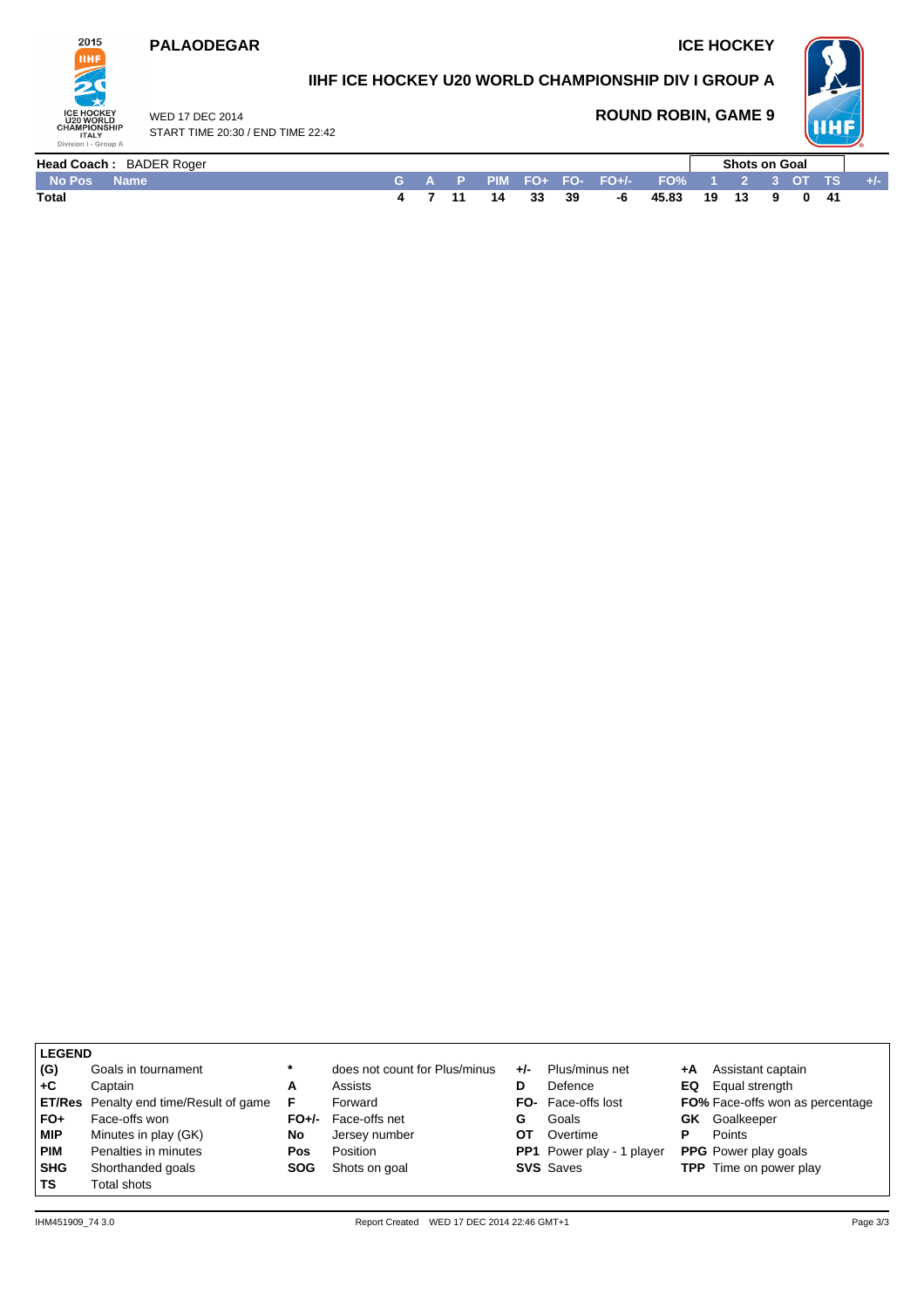PALAODEGAR

ICE HOCKEY

## IIHF ICE HOCKEY U20 WORLD CHAMPIONSHIP DIV I GROUP A

WED 17 DEC 2014
START TIME 20:30 / END TIME 22:42

**ROUND ROBIN, GAME 9**

**Head Coach :** BADER Roger

| No | Pos | Name | G | A | P | PIM | FO+ | FO- | FO+/- | FO% | Shots on Goal 1 | 2 | 3 | OT | TS | +/- |
|---|---|---|---|---|---|---|---|---|---|---|---|---|---|---|---|---|
| **Total** | | | 4 | 7 | 11 | 14 | 33 | 39 | -6 | 45.83 | 19 | 13 | 9 | 0 | 41 | |

| LEGEND | | | | | | | |
|---|---|---|---|---|---|---|---|
| (G) | Goals in tournament | * | does not count for Plus/minus | +/- | Plus/minus net | +A | Assistant captain |
| +C | Captain | A | Assists | D | Defence | EQ | Equal strength |
| ET/Res | Penalty end time/Result of game | F | Forward | FO- | Face-offs lost | FO% | Face-offs won as percentage |
| FO+ | Face-offs won | FO+/- | Face-offs net | G | Goals | GK | Goalkeeper |
| MIP | Minutes in play (GK) | No | Jersey number | OT | Overtime | P | Points |
| PIM | Penalties in minutes | Pos | Position | PP1 | Power play - 1 player | PPG | Power play goals |
| SHG | Shorthanded goals | SOG | Shots on goal | SVS | Saves | TPP | Time on power play |
| TS | Total shots | | | | | | |

IHM451909_74 3.0 Report Created WED 17 DEC 2014 22:46 GMT+1